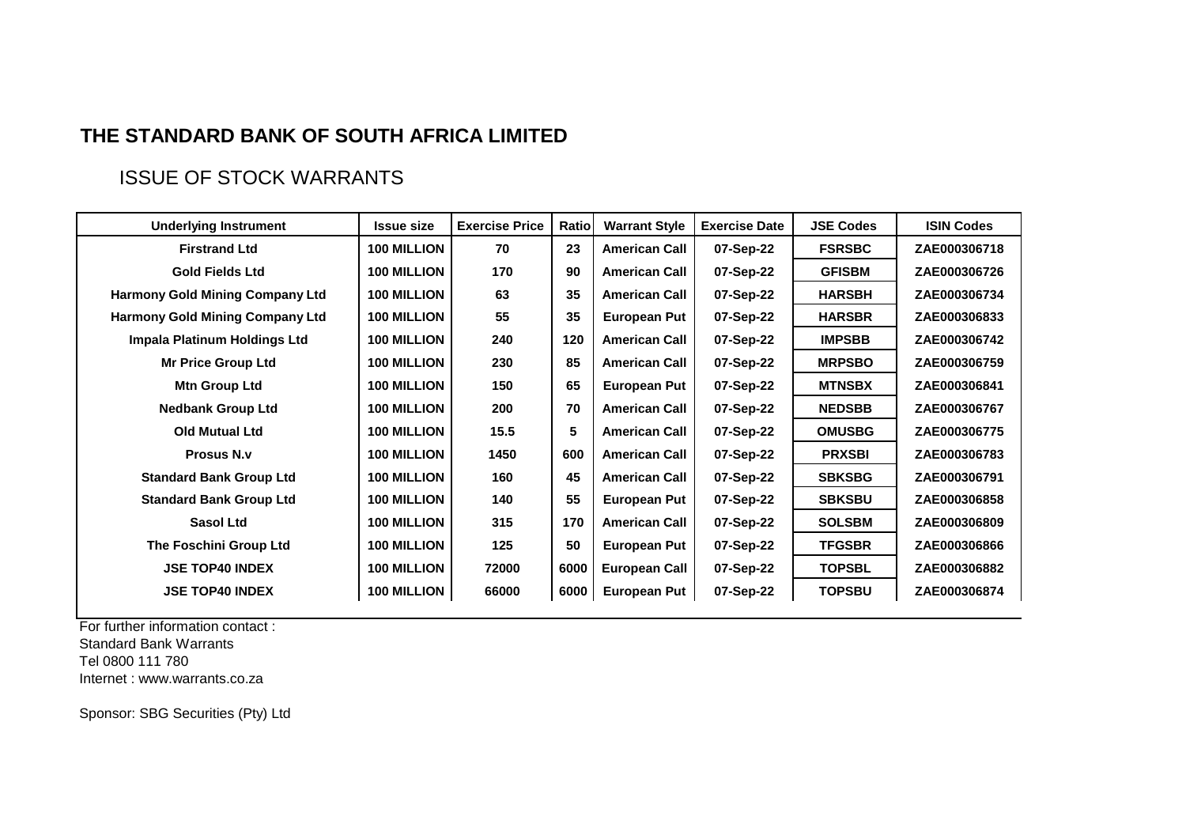# THE STANDARD BANK OF SOUTH AFRICA LIMITED

## ISSUE OF STOCK WARRANTS

| Underlying Instrument | Issue size | Exercise Price | Ratio | Warrant Style | Exercise Date | JSE Codes | ISIN Codes |
|---|---|---|---|---|---|---|---|
| Firstrand Ltd | 100 MILLION | 70 | 23 | American Call | 07-Sep-22 | FSRSBC | ZAE000306718 |
| Gold Fields Ltd | 100 MILLION | 170 | 90 | American Call | 07-Sep-22 | GFISBM | ZAE000306726 |
| Harmony Gold Mining Company Ltd | 100 MILLION | 63 | 35 | American Call | 07-Sep-22 | HARSBH | ZAE000306734 |
| Harmony Gold Mining Company Ltd | 100 MILLION | 55 | 35 | European Put | 07-Sep-22 | HARSBR | ZAE000306833 |
| Impala Platinum Holdings Ltd | 100 MILLION | 240 | 120 | American Call | 07-Sep-22 | IMPSBB | ZAE000306742 |
| Mr Price Group Ltd | 100 MILLION | 230 | 85 | American Call | 07-Sep-22 | MRPSBO | ZAE000306759 |
| Mtn Group Ltd | 100 MILLION | 150 | 65 | European Put | 07-Sep-22 | MTNSBX | ZAE000306841 |
| Nedbank Group Ltd | 100 MILLION | 200 | 70 | American Call | 07-Sep-22 | NEDSBB | ZAE000306767 |
| Old Mutual Ltd | 100 MILLION | 15.5 | 5 | American Call | 07-Sep-22 | OMUSBG | ZAE000306775 |
| Prosus N.v | 100 MILLION | 1450 | 600 | American Call | 07-Sep-22 | PRXSBI | ZAE000306783 |
| Standard Bank Group Ltd | 100 MILLION | 160 | 45 | American Call | 07-Sep-22 | SBKSBG | ZAE000306791 |
| Standard Bank Group Ltd | 100 MILLION | 140 | 55 | European Put | 07-Sep-22 | SBKSBU | ZAE000306858 |
| Sasol Ltd | 100 MILLION | 315 | 170 | American Call | 07-Sep-22 | SOLSBM | ZAE000306809 |
| The Foschini Group Ltd | 100 MILLION | 125 | 50 | European Put | 07-Sep-22 | TFGSBR | ZAE000306866 |
| JSE TOP40 INDEX | 100 MILLION | 72000 | 6000 | European Call | 07-Sep-22 | TOPSBL | ZAE000306882 |
| JSE TOP40 INDEX | 100 MILLION | 66000 | 6000 | European Put | 07-Sep-22 | TOPSBU | ZAE000306874 |

For further information contact :
Standard Bank Warrants
Tel 0800 111 780
Internet : www.warrants.co.za

Sponsor: SBG Securities (Pty) Ltd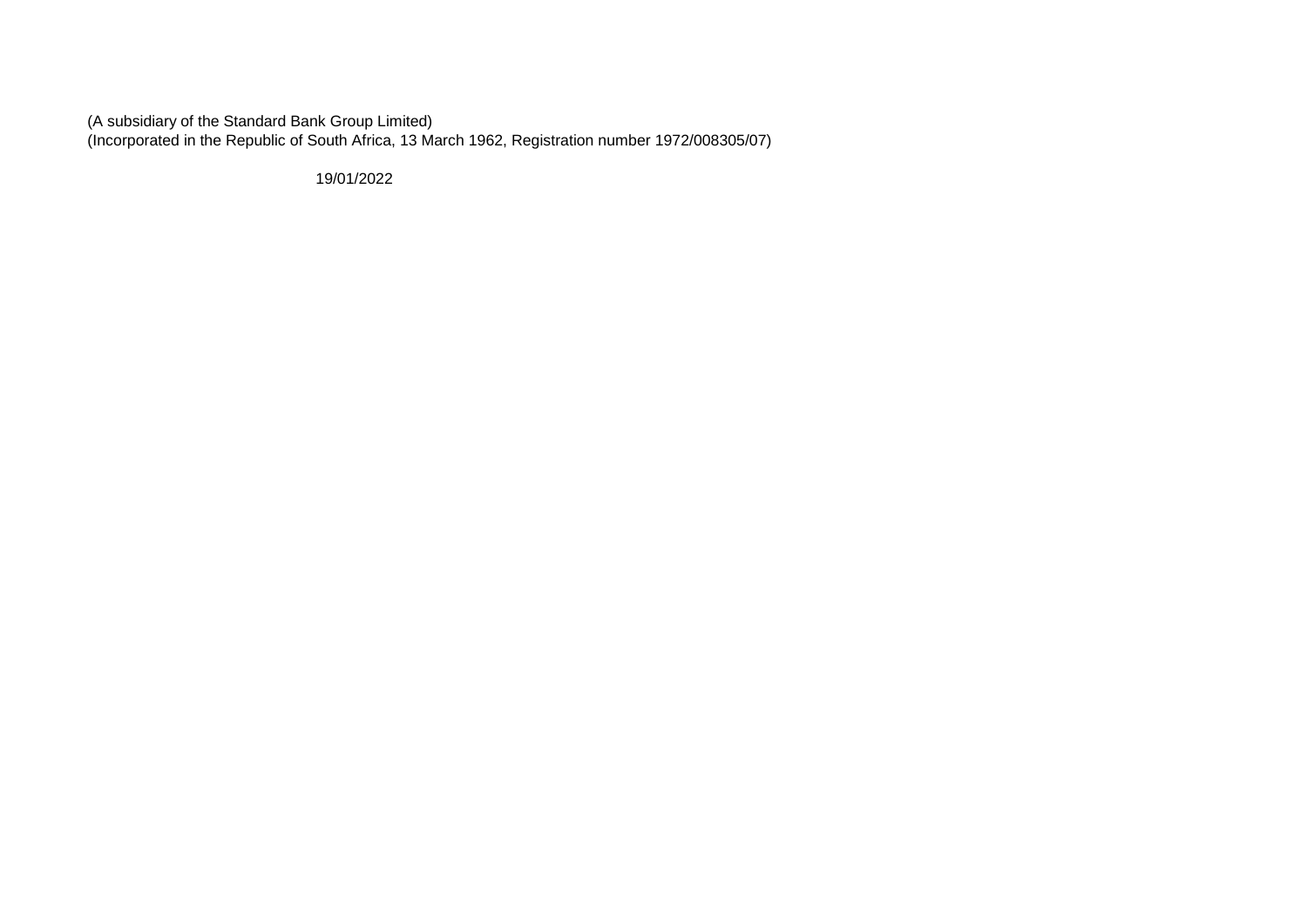(A subsidiary of the Standard Bank Group Limited)
(Incorporated in the Republic of South Africa, 13 March 1962, Registration number 1972/008305/07)

19/01/2022